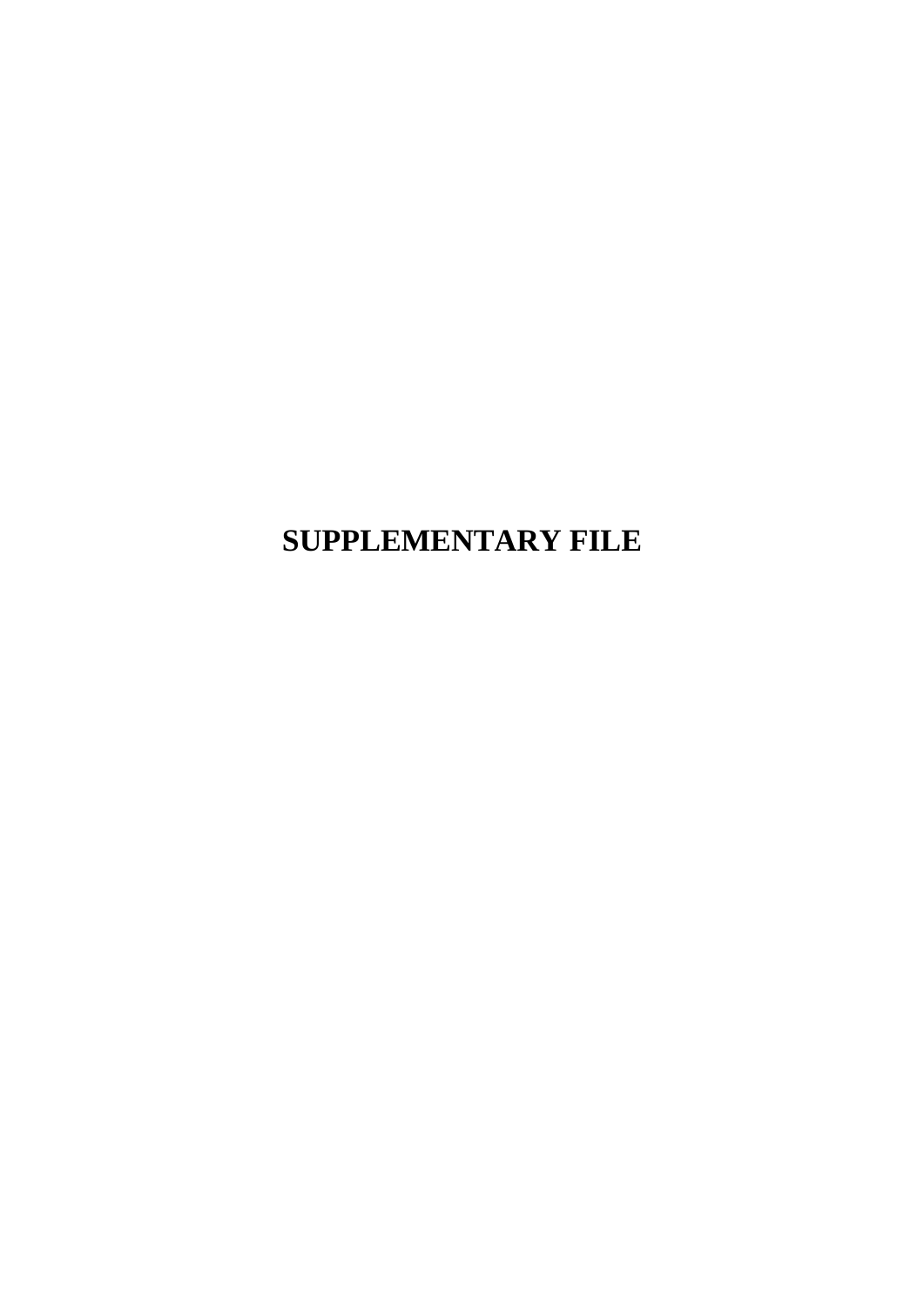# SUPPLEMENTARY FILE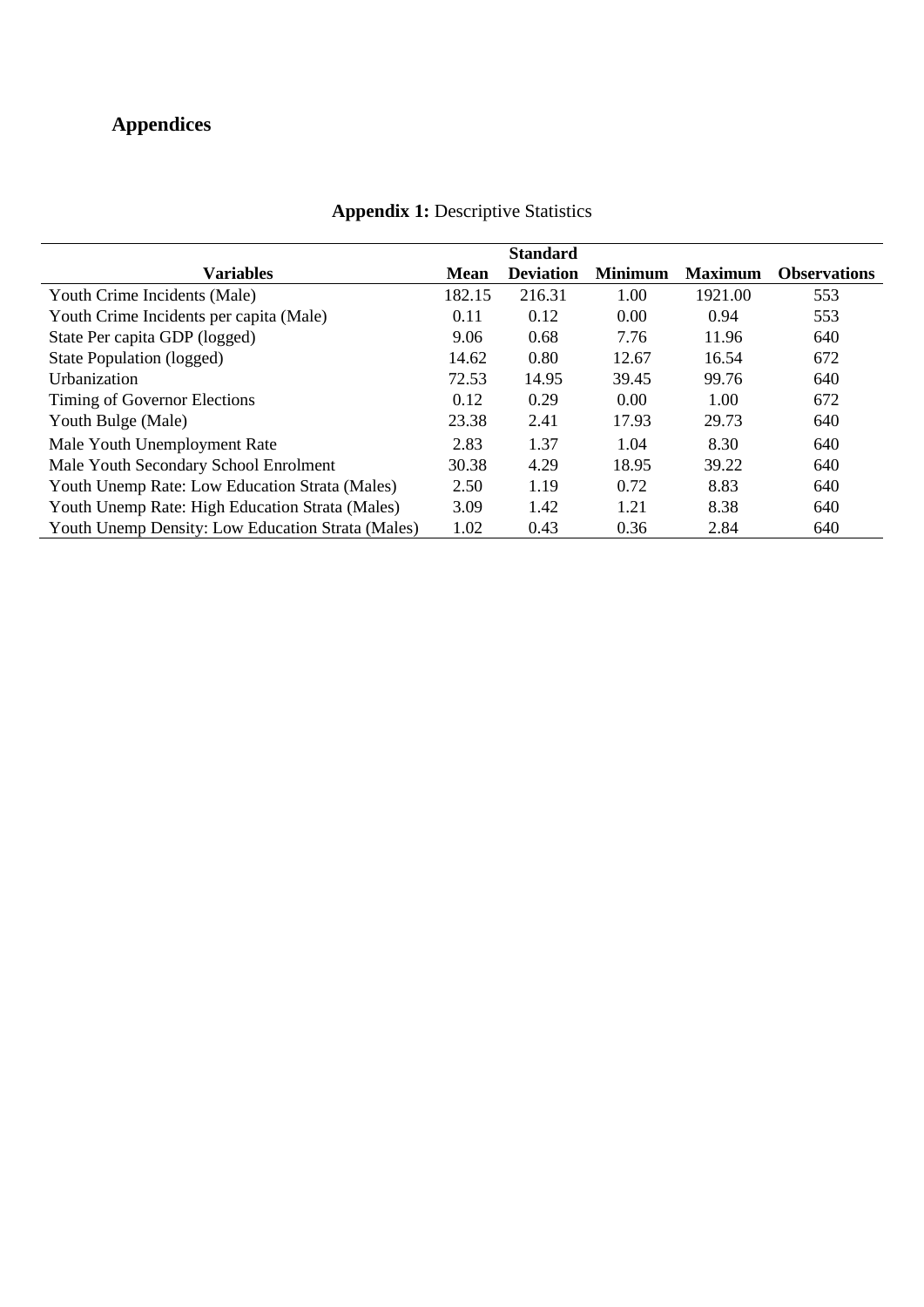# Appendices

**Appendix 1:** Descriptive Statistics

| Variables | Mean | Standard Deviation | Minimum | Maximum | Observations |
|---|---|---|---|---|---|
| Youth Crime Incidents (Male) | 182.15 | 216.31 | 1.00 | 1921.00 | 553 |
| Youth Crime Incidents per capita (Male) | 0.11 | 0.12 | 0.00 | 0.94 | 553 |
| State Per capita GDP (logged) | 9.06 | 0.68 | 7.76 | 11.96 | 640 |
| State Population (logged) | 14.62 | 0.80 | 12.67 | 16.54 | 672 |
| Urbanization | 72.53 | 14.95 | 39.45 | 99.76 | 640 |
| Timing of Governor Elections | 0.12 | 0.29 | 0.00 | 1.00 | 672 |
| Youth Bulge (Male) | 23.38 | 2.41 | 17.93 | 29.73 | 640 |
| Male Youth Unemployment Rate | 2.83 | 1.37 | 1.04 | 8.30 | 640 |
| Male Youth Secondary School Enrolment | 30.38 | 4.29 | 18.95 | 39.22 | 640 |
| Youth Unemp Rate: Low Education Strata (Males) | 2.50 | 1.19 | 0.72 | 8.83 | 640 |
| Youth Unemp Rate: High Education Strata (Males) | 3.09 | 1.42 | 1.21 | 8.38 | 640 |
| Youth Unemp Density: Low Education Strata (Males) | 1.02 | 0.43 | 0.36 | 2.84 | 640 |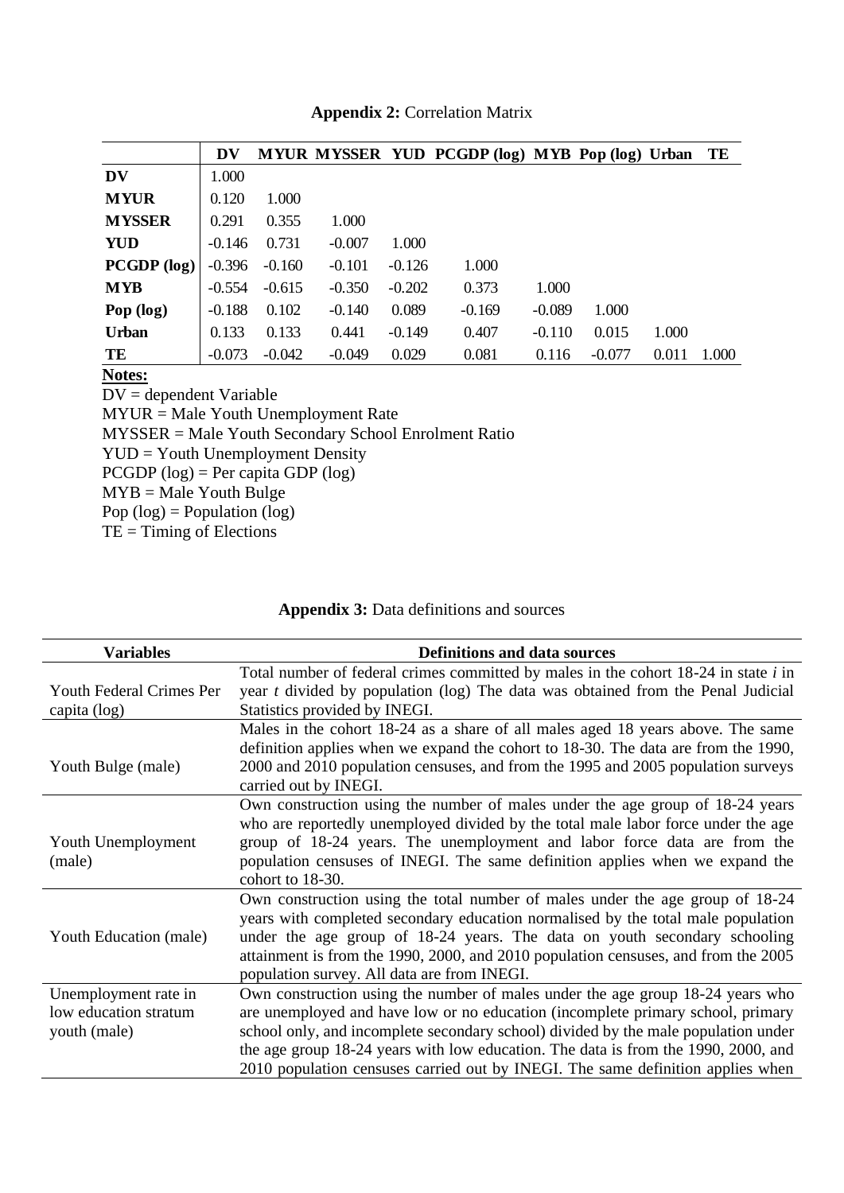**Appendix 2:** Correlation Matrix

| | DV | MYUR | MYSSER | YUD | PCGDP (log) | MYB | Pop (log) | Urban | TE |
|---|---|---|---|---|---|---|---|---|---|
| **DV** | 1.000 | | | | | | | | |
| **MYUR** | 0.120 | 1.000 | | | | | | | |
| **MYSSER** | 0.291 | 0.355 | 1.000 | | | | | | |
| **YUD** | -0.146 | 0.731 | -0.007 | 1.000 | | | | | |
| **PCGDP (log)** | -0.396 | -0.160 | -0.101 | -0.126 | 1.000 | | | | |
| **MYB** | -0.554 | -0.615 | -0.350 | -0.202 | 0.373 | 1.000 | | | |
| **Pop (log)** | -0.188 | 0.102 | -0.140 | 0.089 | -0.169 | -0.089 | 1.000 | | |
| **Urban** | 0.133 | 0.133 | 0.441 | -0.149 | 0.407 | -0.110 | 0.015 | 1.000 | |
| **TE** | -0.073 | -0.042 | -0.049 | 0.029 | 0.081 | 0.116 | -0.077 | 0.011 | 1.000 |

**Notes:**

DV = dependent Variable
MYUR = Male Youth Unemployment Rate
MYSSER = Male Youth Secondary School Enrolment Ratio
YUD = Youth Unemployment Density
PCGDP (log) = Per capita GDP (log)
MYB = Male Youth Bulge
Pop (log) = Population (log)
TE = Timing of Elections

**Appendix 3:** Data definitions and sources

| Variables | Definitions and data sources |
|---|---|
| Youth Federal Crimes Per capita (log) | Total number of federal crimes committed by males in the cohort 18-24 in state *i* in year *t* divided by population (log) The data was obtained from the Penal Judicial Statistics provided by INEGI. |
| Youth Bulge (male) | Males in the cohort 18-24 as a share of all males aged 18 years above. The same definition applies when we expand the cohort to 18-30. The data are from the 1990, 2000 and 2010 population censuses, and from the 1995 and 2005 population surveys carried out by INEGI. |
| Youth Unemployment (male) | Own construction using the number of males under the age group of 18-24 years who are reportedly unemployed divided by the total male labor force under the age group of 18-24 years. The unemployment and labor force data are from the population censuses of INEGI. The same definition applies when we expand the cohort to 18-30. |
| Youth Education (male) | Own construction using the total number of males under the age group of 18-24 years with completed secondary education normalised by the total male population under the age group of 18-24 years. The data on youth secondary schooling attainment is from the 1990, 2000, and 2010 population censuses, and from the 2005 population survey. All data are from INEGI. |
| Unemployment rate in low education stratum youth (male) | Own construction using the number of males under the age group 18-24 years who are unemployed and have low or no education (incomplete primary school, primary school only, and incomplete secondary school) divided by the male population under the age group 18-24 years with low education. The data is from the 1990, 2000, and 2010 population censuses carried out by INEGI. The same definition applies when |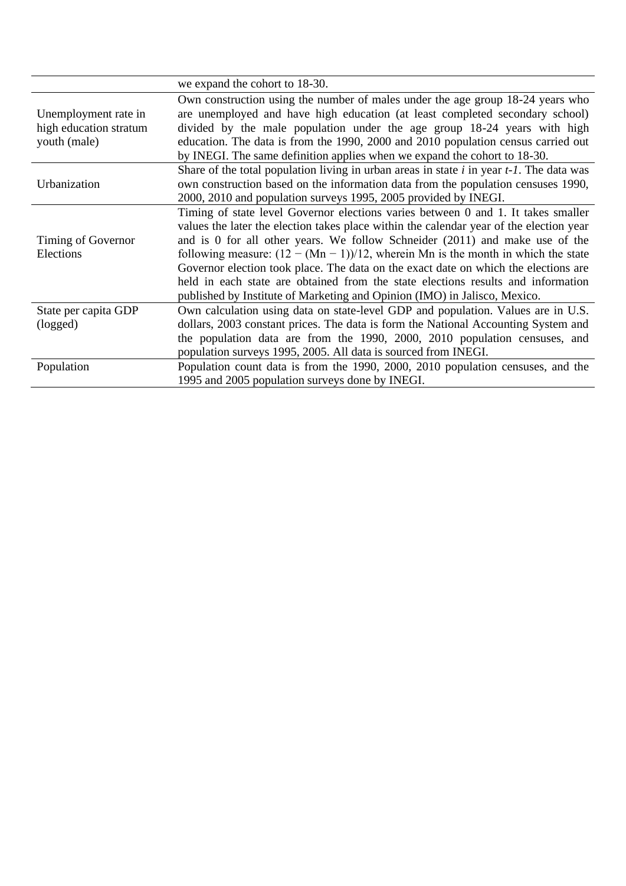| | |
|---|---|
| | we expand the cohort to 18-30. |
| Unemployment rate in high education stratum youth (male) | Own construction using the number of males under the age group 18-24 years who are unemployed and have high education (at least completed secondary school) divided by the male population under the age group 18-24 years with high education. The data is from the 1990, 2000 and 2010 population census carried out by INEGI. The same definition applies when we expand the cohort to 18-30. |
| Urbanization | Share of the total population living in urban areas in state *i* in year *t-1*. The data was own construction based on the information data from the population censuses 1990, 2000, 2010 and population surveys 1995, 2005 provided by INEGI. |
| Timing of Governor Elections | Timing of state level Governor elections varies between 0 and 1. It takes smaller values the later the election takes place within the calendar year of the election year and is 0 for all other years. We follow Schneider (2011) and make use of the following measure: $(12 - (Mn - 1))/12$, wherein Mn is the month in which the state Governor election took place. The data on the exact date on which the elections are held in each state are obtained from the state elections results and information published by Institute of Marketing and Opinion (IMO) in Jalisco, Mexico. |
| State per capita GDP (logged) | Own calculation using data on state-level GDP and population. Values are in U.S. dollars, 2003 constant prices. The data is form the National Accounting System and the population data are from the 1990, 2000, 2010 population censuses, and population surveys 1995, 2005. All data is sourced from INEGI. |
| Population | Population count data is from the 1990, 2000, 2010 population censuses, and the 1995 and 2005 population surveys done by INEGI. |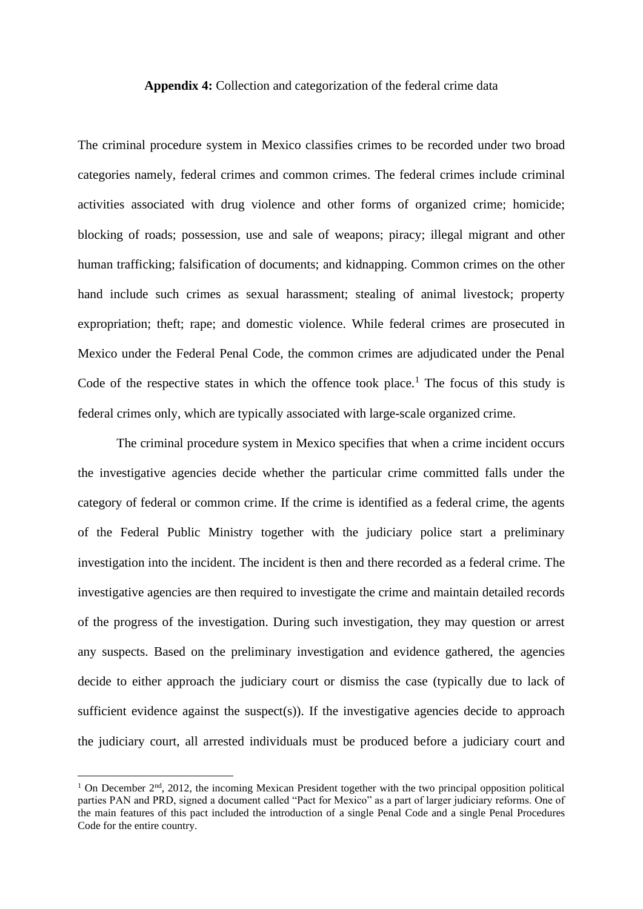**Appendix 4:** Collection and categorization of the federal crime data

The criminal procedure system in Mexico classifies crimes to be recorded under two broad categories namely, federal crimes and common crimes. The federal crimes include criminal activities associated with drug violence and other forms of organized crime; homicide; blocking of roads; possession, use and sale of weapons; piracy; illegal migrant and other human trafficking; falsification of documents; and kidnapping. Common crimes on the other hand include such crimes as sexual harassment; stealing of animal livestock; property expropriation; theft; rape; and domestic violence. While federal crimes are prosecuted in Mexico under the Federal Penal Code, the common crimes are adjudicated under the Penal Code of the respective states in which the offence took place.[1] The focus of this study is federal crimes only, which are typically associated with large-scale organized crime.

The criminal procedure system in Mexico specifies that when a crime incident occurs the investigative agencies decide whether the particular crime committed falls under the category of federal or common crime. If the crime is identified as a federal crime, the agents of the Federal Public Ministry together with the judiciary police start a preliminary investigation into the incident. The incident is then and there recorded as a federal crime. The investigative agencies are then required to investigate the crime and maintain detailed records of the progress of the investigation. During such investigation, they may question or arrest any suspects. Based on the preliminary investigation and evidence gathered, the agencies decide to either approach the judiciary court or dismiss the case (typically due to lack of sufficient evidence against the suspect(s)). If the investigative agencies decide to approach the judiciary court, all arrested individuals must be produced before a judiciary court and

[1] On December 2nd, 2012, the incoming Mexican President together with the two principal opposition political parties PAN and PRD, signed a document called "Pact for Mexico" as a part of larger judiciary reforms. One of the main features of this pact included the introduction of a single Penal Code and a single Penal Procedures Code for the entire country.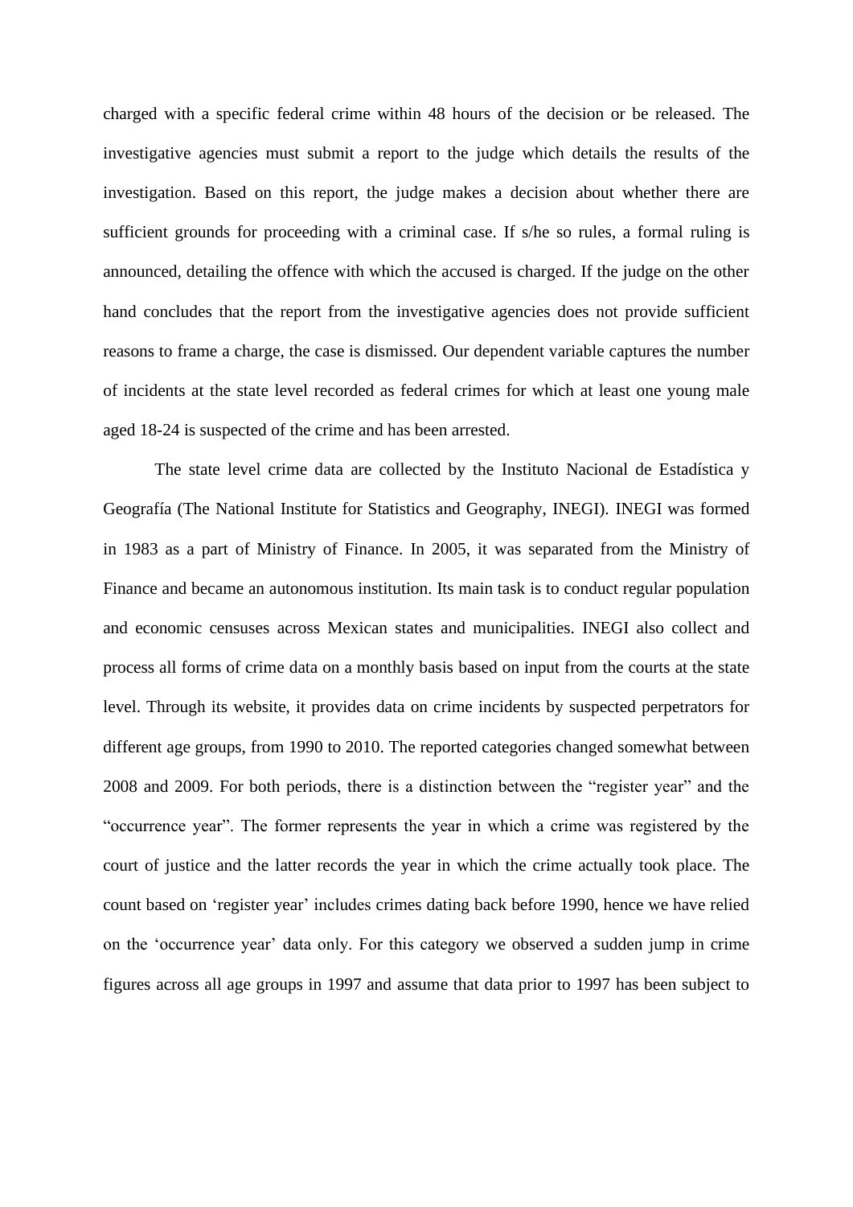charged with a specific federal crime within 48 hours of the decision or be released. The investigative agencies must submit a report to the judge which details the results of the investigation. Based on this report, the judge makes a decision about whether there are sufficient grounds for proceeding with a criminal case. If s/he so rules, a formal ruling is announced, detailing the offence with which the accused is charged. If the judge on the other hand concludes that the report from the investigative agencies does not provide sufficient reasons to frame a charge, the case is dismissed. Our dependent variable captures the number of incidents at the state level recorded as federal crimes for which at least one young male aged 18-24 is suspected of the crime and has been arrested.

The state level crime data are collected by the Instituto Nacional de Estadística y Geografía (The National Institute for Statistics and Geography, INEGI). INEGI was formed in 1983 as a part of Ministry of Finance. In 2005, it was separated from the Ministry of Finance and became an autonomous institution. Its main task is to conduct regular population and economic censuses across Mexican states and municipalities. INEGI also collect and process all forms of crime data on a monthly basis based on input from the courts at the state level. Through its website, it provides data on crime incidents by suspected perpetrators for different age groups, from 1990 to 2010. The reported categories changed somewhat between 2008 and 2009. For both periods, there is a distinction between the "register year" and the "occurrence year". The former represents the year in which a crime was registered by the court of justice and the latter records the year in which the crime actually took place. The count based on 'register year' includes crimes dating back before 1990, hence we have relied on the 'occurrence year' data only. For this category we observed a sudden jump in crime figures across all age groups in 1997 and assume that data prior to 1997 has been subject to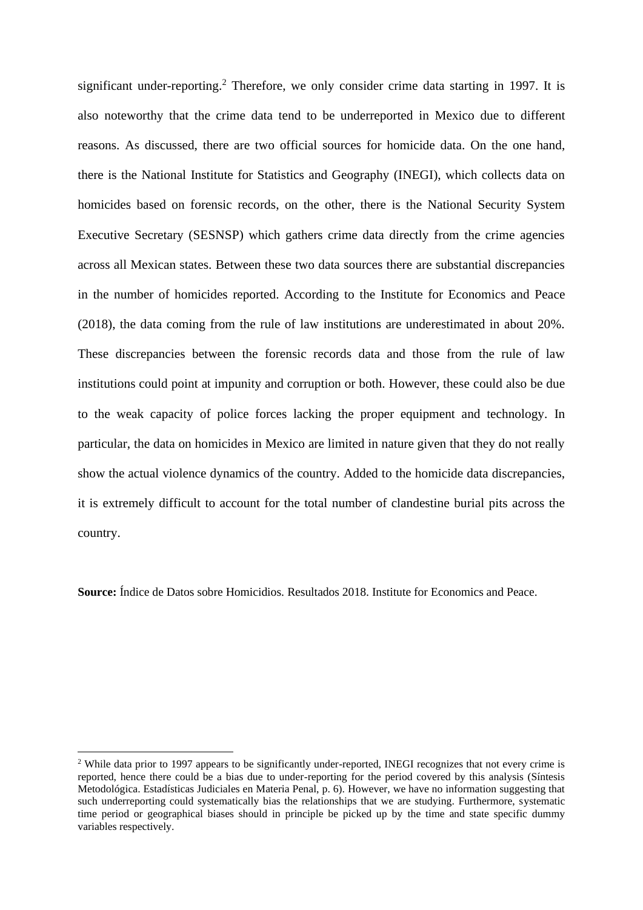significant under-reporting.[2] Therefore, we only consider crime data starting in 1997. It is also noteworthy that the crime data tend to be underreported in Mexico due to different reasons. As discussed, there are two official sources for homicide data. On the one hand, there is the National Institute for Statistics and Geography (INEGI), which collects data on homicides based on forensic records, on the other, there is the National Security System Executive Secretary (SESNSP) which gathers crime data directly from the crime agencies across all Mexican states. Between these two data sources there are substantial discrepancies in the number of homicides reported. According to the Institute for Economics and Peace (2018), the data coming from the rule of law institutions are underestimated in about 20%. These discrepancies between the forensic records data and those from the rule of law institutions could point at impunity and corruption or both. However, these could also be due to the weak capacity of police forces lacking the proper equipment and technology. In particular, the data on homicides in Mexico are limited in nature given that they do not really show the actual violence dynamics of the country. Added to the homicide data discrepancies, it is extremely difficult to account for the total number of clandestine burial pits across the country.

**Source:** Índice de Datos sobre Homicidios. Resultados 2018. Institute for Economics and Peace.

[2] While data prior to 1997 appears to be significantly under-reported, INEGI recognizes that not every crime is reported, hence there could be a bias due to under-reporting for the period covered by this analysis (Síntesis Metodológica. Estadísticas Judiciales en Materia Penal, p. 6). However, we have no information suggesting that such underreporting could systematically bias the relationships that we are studying. Furthermore, systematic time period or geographical biases should in principle be picked up by the time and state specific dummy variables respectively.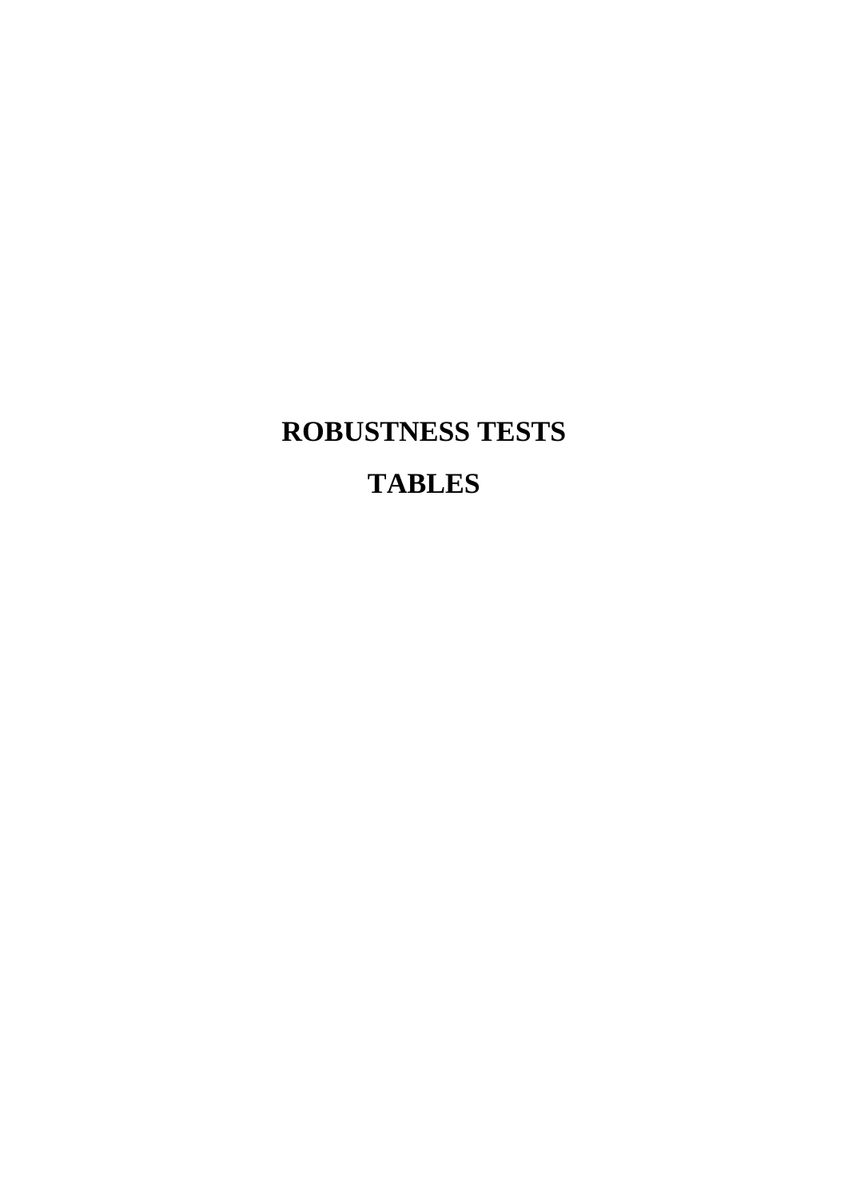# ROBUSTNESS TESTS

# TABLES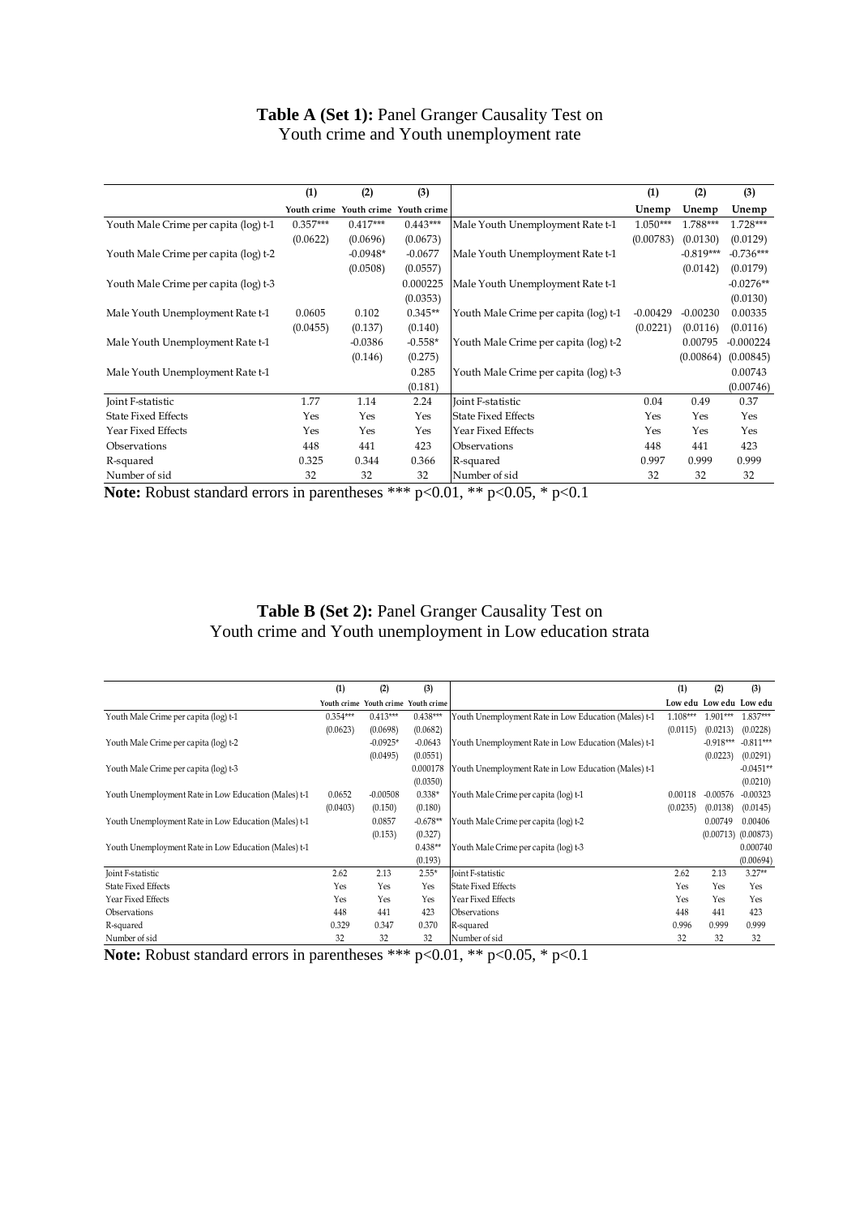**Table A (Set 1):** Panel Granger Causality Test on Youth crime and Youth unemployment rate

| | (1) | (2) | (3) | | (1) | (2) | (3) |
|---|---|---|---|---|---|---|---|
| | Youth crime | Youth crime | Youth crime | | Unemp | Unemp | Unemp |
| Youth Male Crime per capita (log) t-1 | 0.357*** | 0.417*** | 0.443*** | Male Youth Unemployment Rate t-1 | 1.050*** | 1.788*** | 1.728*** |
| | (0.0622) | (0.0696) | (0.0673) | | (0.00783) | (0.0130) | (0.0129) |
| Youth Male Crime per capita (log) t-2 | | -0.0948* | -0.0677 | Male Youth Unemployment Rate t-1 | | -0.819*** | -0.736*** |
| | | (0.0508) | (0.0557) | | | (0.0142) | (0.0179) |
| Youth Male Crime per capita (log) t-3 | | | 0.000225 | Male Youth Unemployment Rate t-1 | | | -0.0276** |
| | | | (0.0353) | | | | (0.0130) |
| Male Youth Unemployment Rate t-1 | 0.0605 | 0.102 | 0.345** | Youth Male Crime per capita (log) t-1 | -0.00429 | -0.00230 | 0.00335 |
| | (0.0455) | (0.137) | (0.140) | | (0.0221) | (0.0116) | (0.0116) |
| Male Youth Unemployment Rate t-1 | | -0.0386 | -0.558* | Youth Male Crime per capita (log) t-2 | | 0.00795 | -0.000224 |
| | | (0.146) | (0.275) | | | (0.00864) | (0.00845) |
| Male Youth Unemployment Rate t-1 | | | 0.285 | Youth Male Crime per capita (log) t-3 | | | 0.00743 |
| | | | (0.181) | | | | (0.00746) |
| Joint F-statistic | 1.77 | 1.14 | 2.24 | Joint F-statistic | 0.04 | 0.49 | 0.37 |
| State Fixed Effects | Yes | Yes | Yes | State Fixed Effects | Yes | Yes | Yes |
| Year Fixed Effects | Yes | Yes | Yes | Year Fixed Effects | Yes | Yes | Yes |
| Observations | 448 | 441 | 423 | Observations | 448 | 441 | 423 |
| R-squared | 0.325 | 0.344 | 0.366 | R-squared | 0.997 | 0.999 | 0.999 |
| Number of sid | 32 | 32 | 32 | Number of sid | 32 | 32 | 32 |

**Note:** Robust standard errors in parentheses *** $p<0.01$, ** $p<0.05$, * $p<0.1$

**Table B (Set 2):** Panel Granger Causality Test on Youth crime and Youth unemployment in Low education strata

| | (1) | (2) | (3) | | (1) | (2) | (3) |
|---|---|---|---|---|---|---|---|
| | Youth crime | Youth crime | Youth crime | | Low edu | Low edu | Low edu |
| Youth Male Crime per capita (log) t-1 | 0.354*** | 0.413*** | 0.438*** | Youth Unemployment Rate in Low Education (Males) t-1 | 1.108*** | 1.901*** | 1.837*** |
| | (0.0623) | (0.0698) | (0.0682) | | (0.0115) | (0.0213) | (0.0228) |
| Youth Male Crime per capita (log) t-2 | | -0.0925* | -0.0643 | Youth Unemployment Rate in Low Education (Males) t-1 | | -0.918*** | -0.811*** |
| | | (0.0495) | (0.0551) | | | (0.0223) | (0.0291) |
| Youth Male Crime per capita (log) t-3 | | | 0.000178 | Youth Unemployment Rate in Low Education (Males) t-1 | | | -0.0451** |
| | | | (0.0350) | | | | (0.0210) |
| Youth Unemployment Rate in Low Education (Males) t-1 | 0.0652 | -0.00508 | 0.338* | Youth Male Crime per capita (log) t-1 | 0.00118 | -0.00576 | -0.00323 |
| | (0.0403) | (0.150) | (0.180) | | (0.0235) | (0.0138) | (0.0145) |
| Youth Unemployment Rate in Low Education (Males) t-1 | | 0.0857 | -0.678** | Youth Male Crime per capita (log) t-2 | | 0.00749 | 0.00406 |
| | | (0.153) | (0.327) | | | (0.00713) | (0.00873) |
| Youth Unemployment Rate in Low Education (Males) t-1 | | | 0.438** | Youth Male Crime per capita (log) t-3 | | | 0.000740 |
| | | | (0.193) | | | | (0.00694) |
| Joint F-statistic | 2.62 | 2.13 | 2.55* | Joint F-statistic | 2.62 | 2.13 | 3.27** |
| State Fixed Effects | Yes | Yes | Yes | State Fixed Effects | Yes | Yes | Yes |
| Year Fixed Effects | Yes | Yes | Yes | Year Fixed Effects | Yes | Yes | Yes |
| Observations | 448 | 441 | 423 | Observations | 448 | 441 | 423 |
| R-squared | 0.329 | 0.347 | 0.370 | R-squared | 0.996 | 0.999 | 0.999 |
| Number of sid | 32 | 32 | 32 | Number of sid | 32 | 32 | 32 |

**Note:** Robust standard errors in parentheses *** $p<0.01$, ** $p<0.05$, * $p<0.1$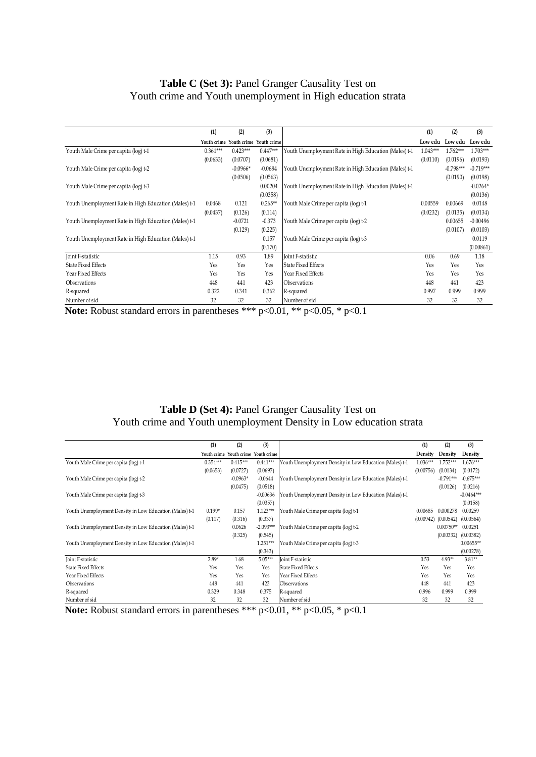**Table C (Set 3):** Panel Granger Causality Test on Youth crime and Youth unemployment in High education strata

| | (1) | (2) | (3) | | (1) | (2) | (3) |
|---|---|---|---|---|---|---|---|
| | Youth crime | Youth crime | Youth crime | | Low edu | Low edu | Low edu |
| Youth Male Crime per capita (log) t-1 | 0.361*** | 0.423*** | 0.447*** | Youth Unemployment Rate in High Education (Males) t-1 | 1.043*** | 1.762*** | 1.703*** |
| | (0.0633) | (0.0707) | (0.0681) | | (0.0110) | (0.0196) | (0.0193) |
| Youth Male Crime per capita (log) t-2 | | -0.0966* | -0.0684 | Youth Unemployment Rate in High Education (Males) t-1 | | -0.798*** | -0.719*** |
| | | (0.0506) | (0.0563) | | | (0.0190) | (0.0198) |
| Youth Male Crime per capita (log) t-3 | | | 0.00204 | Youth Unemployment Rate in High Education (Males) t-1 | | | -0.0264* |
| | | | (0.0358) | | | | (0.0136) |
| Youth Unemployment Rate in High Education (Males) t-1 | 0.0468 | 0.121 | 0.265** | Youth Male Crime per capita (log) t-1 | 0.00559 | 0.00669 | 0.0148 |
| | (0.0437) | (0.126) | (0.114) | | (0.0232) | (0.0135) | (0.0134) |
| Youth Unemployment Rate in High Education (Males) t-1 | | -0.0721 | -0.373 | Youth Male Crime per capita (log) t-2 | | 0.00655 | -0.00496 |
| | | (0.129) | (0.225) | | | (0.0107) | (0.0103) |
| Youth Unemployment Rate in High Education (Males) t-1 | | | 0.157 | Youth Male Crime per capita (log) t-3 | | | 0.0119 |
| | | | (0.170) | | | | (0.00861) |
| Joint F-statistic | 1.15 | 0.93 | 1.89 | Joint F-statistic | 0.06 | 0.69 | 1.18 |
| State Fixed Effects | Yes | Yes | Yes | State Fixed Effects | Yes | Yes | Yes |
| Year Fixed Effects | Yes | Yes | Yes | Year Fixed Effects | Yes | Yes | Yes |
| Observations | 448 | 441 | 423 | Observations | 448 | 441 | 423 |
| R-squared | 0.322 | 0.341 | 0.362 | R-squared | 0.997 | 0.999 | 0.999 |
| Number of sid | 32 | 32 | 32 | Number of sid | 32 | 32 | 32 |

**Note:** Robust standard errors in parentheses *** p<0.01, ** p<0.05, * p<0.1

**Table D (Set 4):** Panel Granger Causality Test on Youth crime and Youth unemployment Density in Low education strata

| | (1) | (2) | (3) | | (1) | (2) | (3) |
|---|---|---|---|---|---|---|---|
| | Youth crime | Youth crime | Youth crime | | Density | Density | Density |
| Youth Male Crime per capita (log) t-1 | 0.354*** | 0.415*** | 0.441*** | Youth Unemployment Density in Low Education (Males) t-1 | 1.036*** | 1.752*** | 1.676*** |
| | (0.0653) | (0.0727) | (0.0697) | | (0.00756) | (0.0134) | (0.0172) |
| Youth Male Crime per capita (log) t-2 | | -0.0963* | -0.0644 | Youth Unemployment Density in Low Education (Males) t-1 | | -0.791*** | -0.675*** |
| | | (0.0475) | (0.0518) | | | (0.0126) | (0.0216) |
| Youth Male Crime per capita (log) t-3 | | | -0.00636 | Youth Unemployment Density in Low Education (Males) t-1 | | | -0.0464*** |
| | | | (0.0357) | | | | (0.0158) |
| Youth Unemployment Density in Low Education (Males) t-1 | 0.199* | 0.157 | 1.123*** | Youth Male Crime per capita (log) t-1 | 0.00685 | 0.000278 | 0.00259 |
| | (0.117) | (0.316) | (0.337) | | (0.00942) | (0.00542) | (0.00564) |
| Youth Unemployment Density in Low Education (Males) t-1 | | 0.0626 | -2.093*** | Youth Male Crime per capita (log) t-2 | | 0.00750** | 0.00251 |
| | | (0.325) | (0.545) | | | (0.00332) | (0.00382) |
| Youth Unemployment Density in Low Education (Males) t-1 | | | 1.251*** | Youth Male Crime per capita (log) t-3 | | | 0.00655** |
| | | | (0.343) | | | | (0.00278) |
| Joint F-statistic | 2.89* | 1.68 | 5.05*** | Joint F-statistic | 0.53 | 4.93** | 3.81** |
| State Fixed Effects | Yes | Yes | Yes | State Fixed Effects | Yes | Yes | Yes |
| Year Fixed Effects | Yes | Yes | Yes | Year Fixed Effects | Yes | Yes | Yes |
| Observations | 448 | 441 | 423 | Observations | 448 | 441 | 423 |
| R-squared | 0.329 | 0.348 | 0.375 | R-squared | 0.996 | 0.999 | 0.999 |
| Number of sid | 32 | 32 | 32 | Number of sid | 32 | 32 | 32 |

**Note:** Robust standard errors in parentheses *** p<0.01, ** p<0.05, * p<0.1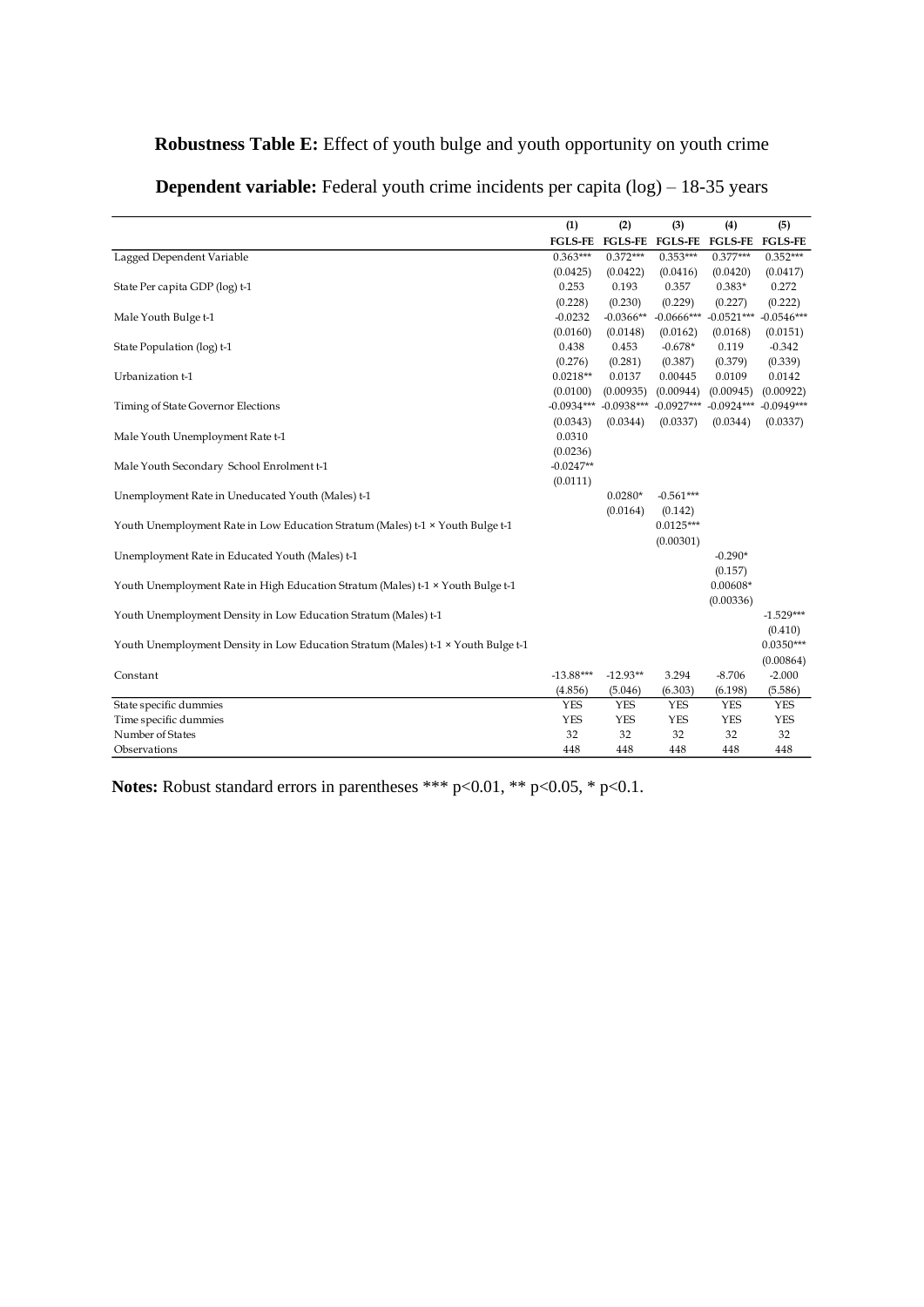**Robustness Table E:** Effect of youth bulge and youth opportunity on youth crime

**Dependent variable:** Federal youth crime incidents per capita (log) – 18-35 years

| | (1) | (2) | (3) | (4) | (5) |
|---|---|---|---|---|---|
| | FGLS-FE | FGLS-FE | FGLS-FE | FGLS-FE | FGLS-FE |
| Lagged Dependent Variable | 0.363*** | 0.372*** | 0.353*** | 0.377*** | 0.352*** |
| | (0.0425) | (0.0422) | (0.0416) | (0.0420) | (0.0417) |
| State Per capita GDP (log) t-1 | 0.253 | 0.193 | 0.357 | 0.383* | 0.272 |
| | (0.228) | (0.230) | (0.229) | (0.227) | (0.222) |
| Male Youth Bulge t-1 | -0.0232 | -0.0366** | -0.0666*** | -0.0521*** | -0.0546*** |
| | (0.0160) | (0.0148) | (0.0162) | (0.0168) | (0.0151) |
| State Population (log) t-1 | 0.438 | 0.453 | -0.678* | 0.119 | -0.342 |
| | (0.276) | (0.281) | (0.387) | (0.379) | (0.339) |
| Urbanization t-1 | 0.0218** | 0.0137 | 0.00445 | 0.0109 | 0.0142 |
| | (0.0100) | (0.00935) | (0.00944) | (0.00945) | (0.00922) |
| Timing of State Governor Elections | -0.0934*** | -0.0938*** | -0.0927*** | -0.0924*** | -0.0949*** |
| | (0.0343) | (0.0344) | (0.0337) | (0.0344) | (0.0337) |
| Male Youth Unemployment Rate t-1 | 0.0310 | | | | |
| | (0.0236) | | | | |
| Male Youth Secondary School Enrolment t-1 | -0.0247** | | | | |
| | (0.0111) | | | | |
| Unemployment Rate in Uneducated Youth (Males) t-1 | | 0.0280* | -0.561*** | | |
| | | (0.0164) | (0.142) | | |
| Youth Unemployment Rate in Low Education Stratum (Males) t-1 × Youth Bulge t-1 | | | 0.0125*** | | |
| | | | (0.00301) | | |
| Unemployment Rate in Educated Youth (Males) t-1 | | | | -0.290* | |
| | | | | (0.157) | |
| Youth Unemployment Rate in High Education Stratum (Males) t-1 × Youth Bulge t-1 | | | | 0.00608* | |
| | | | | (0.00336) | |
| Youth Unemployment Density in Low Education Stratum (Males) t-1 | | | | | -1.529*** |
| | | | | | (0.410) |
| Youth Unemployment Density in Low Education Stratum (Males) t-1 × Youth Bulge t-1 | | | | | 0.0350*** |
| | | | | | (0.00864) |
| Constant | -13.88*** | -12.93** | 3.294 | -8.706 | -2.000 |
| | (4.856) | (5.046) | (6.303) | (6.198) | (5.586) |
| State specific dummies | YES | YES | YES | YES | YES |
| Time specific dummies | YES | YES | YES | YES | YES |
| Number of States | 32 | 32 | 32 | 32 | 32 |
| Observations | 448 | 448 | 448 | 448 | 448 |

**Notes:** Robust standard errors in parentheses *** p<0.01, ** p<0.05, * p<0.1.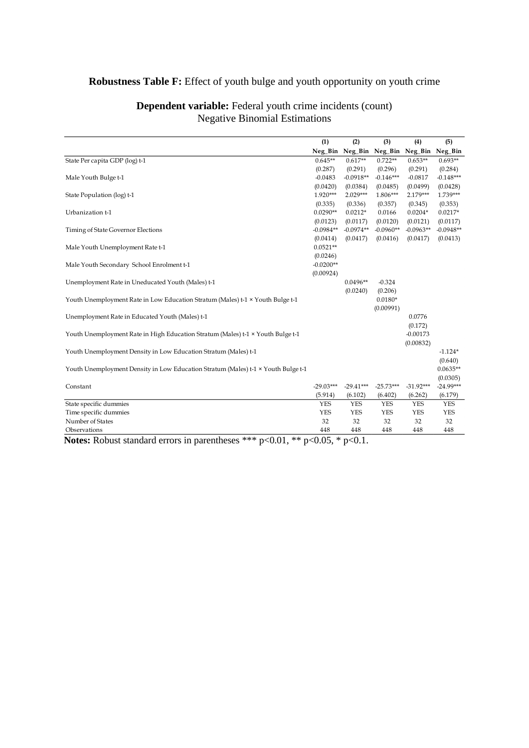**Robustness Table F:** Effect of youth bulge and youth opportunity on youth crime

**Dependent variable:** Federal youth crime incidents (count)
Negative Binomial Estimations

| | (1) | (2) | (3) | (4) | (5) |
|---|---|---|---|---|---|
| | Neg_Bin | Neg_Bin | Neg_Bin | Neg_Bin | Neg_Bin |
| State Per capita GDP (log) t-1 | 0.645** | 0.617** | 0.722** | 0.653** | 0.693** |
| | (0.287) | (0.291) | (0.296) | (0.291) | (0.284) |
| Male Youth Bulge t-1 | -0.0483 | -0.0918** | -0.146*** | -0.0817 | -0.148*** |
| | (0.0420) | (0.0384) | (0.0485) | (0.0499) | (0.0428) |
| State Population (log) t-1 | 1.920*** | 2.029*** | 1.806*** | 2.179*** | 1.739*** |
| | (0.335) | (0.336) | (0.357) | (0.345) | (0.353) |
| Urbanization t-1 | 0.0290** | 0.0212* | 0.0166 | 0.0204* | 0.0217* |
| | (0.0123) | (0.0117) | (0.0120) | (0.0121) | (0.0117) |
| Timing of State Governor Elections | -0.0984** | -0.0974** | -0.0960** | -0.0963** | -0.0948** |
| | (0.0414) | (0.0417) | (0.0416) | (0.0417) | (0.0413) |
| Male Youth Unemployment Rate t-1 | 0.0521** | | | | |
| | (0.0246) | | | | |
| Male Youth Secondary School Enrolment t-1 | -0.0200** | | | | |
| | (0.00924) | | | | |
| Unemployment Rate in Uneducated Youth (Males) t-1 | | 0.0496** | -0.324 | | |
| | | (0.0240) | (0.206) | | |
| Youth Unemployment Rate in Low Education Stratum (Males) t-1 × Youth Bulge t-1 | | | 0.0180* | | |
| | | | (0.00991) | | |
| Unemployment Rate in Educated Youth (Males) t-1 | | | | 0.0776 | |
| | | | | (0.172) | |
| Youth Unemployment Rate in High Education Stratum (Males) t-1 × Youth Bulge t-1 | | | | -0.00173 | |
| | | | | (0.00832) | |
| Youth Unemployment Density in Low Education Stratum (Males) t-1 | | | | | -1.124* |
| | | | | | (0.640) |
| Youth Unemployment Density in Low Education Stratum (Males) t-1 × Youth Bulge t-1 | | | | | 0.0635** |
| | | | | | (0.0305) |
| Constant | -29.03*** | -29.41*** | -25.73*** | -31.92*** | -24.99*** |
| | (5.914) | (6.102) | (6.402) | (6.262) | (6.179) |
| State specific dummies | YES | YES | YES | YES | YES |
| Time specific dummies | YES | YES | YES | YES | YES |
| Number of States | 32 | 32 | 32 | 32 | 32 |
| Observations | 448 | 448 | 448 | 448 | 448 |

**Notes:** Robust standard errors in parentheses *** p<0.01, ** p<0.05, * p<0.1.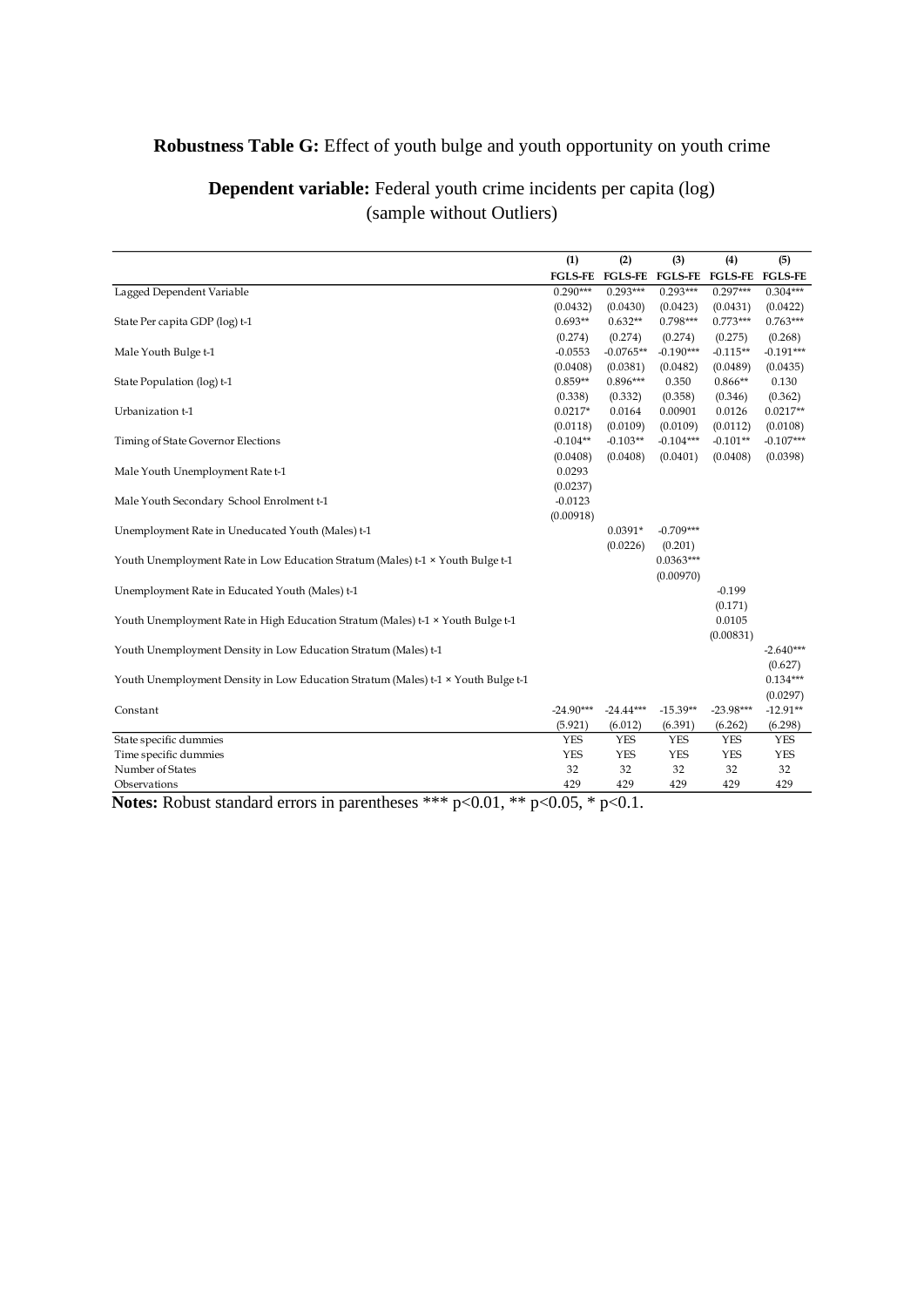**Robustness Table G:** Effect of youth bulge and youth opportunity on youth crime

**Dependent variable:** Federal youth crime incidents per capita (log)
(sample without Outliers)

| | (1) | (2) | (3) | (4) | (5) |
|---|---|---|---|---|---|
| | FGLS-FE | FGLS-FE | FGLS-FE | FGLS-FE | FGLS-FE |
| Lagged Dependent Variable | 0.290*** | 0.293*** | 0.293*** | 0.297*** | 0.304*** |
| | (0.0432) | (0.0430) | (0.0423) | (0.0431) | (0.0422) |
| State Per capita GDP (log) t-1 | 0.693** | 0.632** | 0.798*** | 0.773*** | 0.763*** |
| | (0.274) | (0.274) | (0.274) | (0.275) | (0.268) |
| Male Youth Bulge t-1 | -0.0553 | -0.0765** | -0.190*** | -0.115** | -0.191*** |
| | (0.0408) | (0.0381) | (0.0482) | (0.0489) | (0.0435) |
| State Population (log) t-1 | 0.859** | 0.896*** | 0.350 | 0.866** | 0.130 |
| | (0.338) | (0.332) | (0.358) | (0.346) | (0.362) |
| Urbanization t-1 | 0.0217* | 0.0164 | 0.00901 | 0.0126 | 0.0217** |
| | (0.0118) | (0.0109) | (0.0109) | (0.0112) | (0.0108) |
| Timing of State Governor Elections | -0.104** | -0.103** | -0.104*** | -0.101** | -0.107*** |
| | (0.0408) | (0.0408) | (0.0401) | (0.0408) | (0.0398) |
| Male Youth Unemployment Rate t-1 | 0.0293 | | | | |
| | (0.0237) | | | | |
| Male Youth Secondary School Enrolment t-1 | -0.0123 | | | | |
| | (0.00918) | | | | |
| Unemployment Rate in Uneducated Youth (Males) t-1 | | 0.0391* | -0.709*** | | |
| | | (0.0226) | (0.201) | | |
| Youth Unemployment Rate in Low Education Stratum (Males) t-1 × Youth Bulge t-1 | | | 0.0363*** | | |
| | | | (0.00970) | | |
| Unemployment Rate in Educated Youth (Males) t-1 | | | | -0.199 | |
| | | | | (0.171) | |
| Youth Unemployment Rate in High Education Stratum (Males) t-1 × Youth Bulge t-1 | | | | 0.0105 | |
| | | | | (0.00831) | |
| Youth Unemployment Density in Low Education Stratum (Males) t-1 | | | | | -2.640*** |
| | | | | | (0.627) |
| Youth Unemployment Density in Low Education Stratum (Males) t-1 × Youth Bulge t-1 | | | | | 0.134*** |
| | | | | | (0.0297) |
| Constant | -24.90*** | -24.44*** | -15.39** | -23.98*** | -12.91** |
| | (5.921) | (6.012) | (6.391) | (6.262) | (6.298) |
| State specific dummies | YES | YES | YES | YES | YES |
| Time specific dummies | YES | YES | YES | YES | YES |
| Number of States | 32 | 32 | 32 | 32 | 32 |
| Observations | 429 | 429 | 429 | 429 | 429 |

**Notes:** Robust standard errors in parentheses *** p<0.01, ** p<0.05, * p<0.1.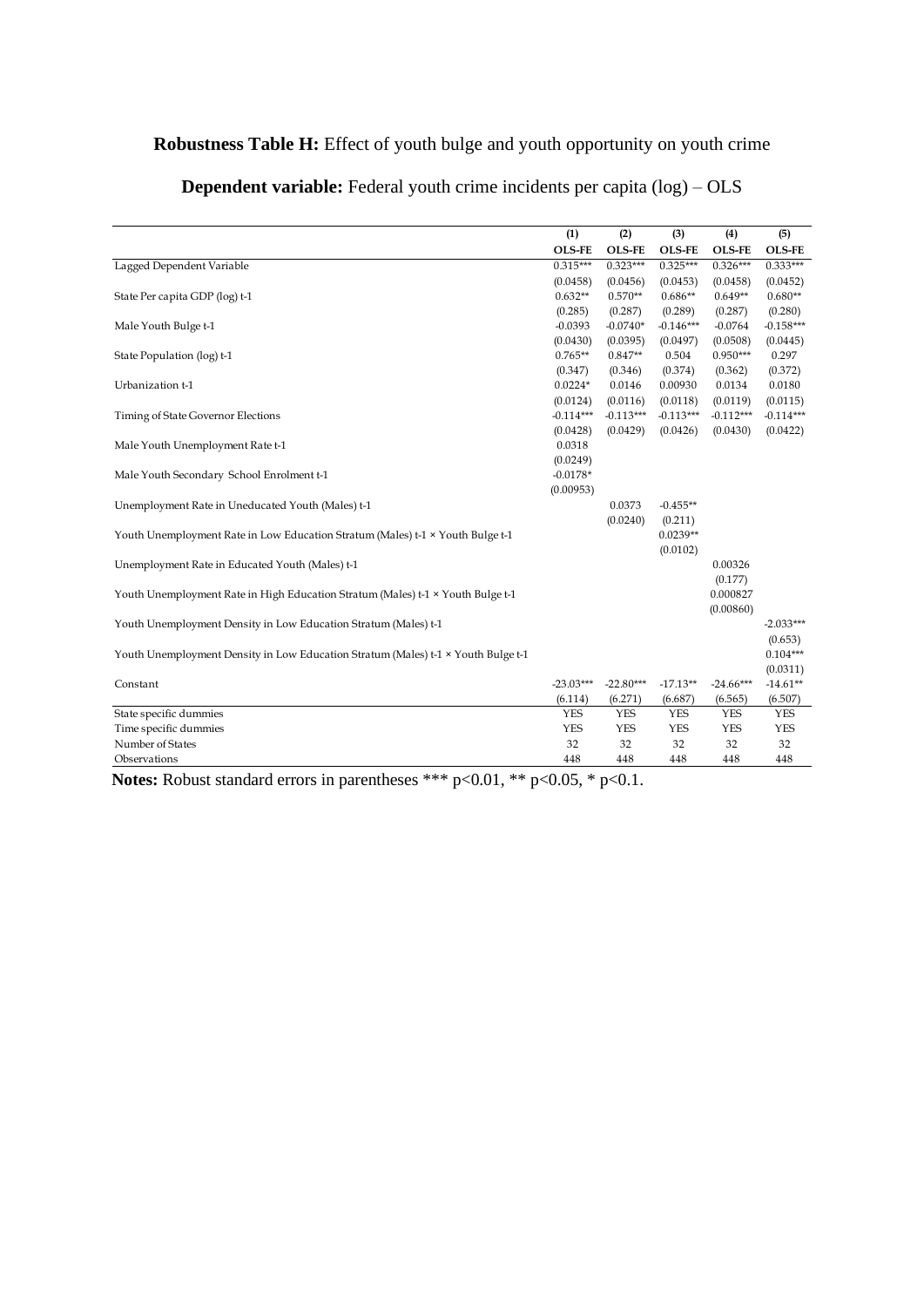**Robustness Table H:** Effect of youth bulge and youth opportunity on youth crime

**Dependent variable:** Federal youth crime incidents per capita (log) – OLS

| | (1) | (2) | (3) | (4) | (5) |
|---|---|---|---|---|---|
| | **OLS-FE** | **OLS-FE** | **OLS-FE** | **OLS-FE** | **OLS-FE** |
| Lagged Dependent Variable | 0.315*** | 0.323*** | 0.325*** | 0.326*** | 0.333*** |
| | (0.0458) | (0.0456) | (0.0453) | (0.0458) | (0.0452) |
| State Per capita GDP (log) t-1 | 0.632** | 0.570** | 0.686** | 0.649** | 0.680** |
| | (0.285) | (0.287) | (0.289) | (0.287) | (0.280) |
| Male Youth Bulge t-1 | -0.0393 | -0.0740* | -0.146*** | -0.0764 | -0.158*** |
| | (0.0430) | (0.0395) | (0.0497) | (0.0508) | (0.0445) |
| State Population (log) t-1 | 0.765** | 0.847** | 0.504 | 0.950*** | 0.297 |
| | (0.347) | (0.346) | (0.374) | (0.362) | (0.372) |
| Urbanization t-1 | 0.0224* | 0.0146 | 0.00930 | 0.0134 | 0.0180 |
| | (0.0124) | (0.0116) | (0.0118) | (0.0119) | (0.0115) |
| Timing of State Governor Elections | -0.114*** | -0.113*** | -0.113*** | -0.112*** | -0.114*** |
| | (0.0428) | (0.0429) | (0.0426) | (0.0430) | (0.0422) |
| Male Youth Unemployment Rate t-1 | 0.0318 | | | | |
| | (0.0249) | | | | |
| Male Youth Secondary School Enrolment t-1 | -0.0178* | | | | |
| | (0.00953) | | | | |
| Unemployment Rate in Uneducated Youth (Males) t-1 | | 0.0373 | -0.455** | | |
| | | (0.0240) | (0.211) | | |
| Youth Unemployment Rate in Low Education Stratum (Males) t-1 × Youth Bulge t-1 | | | 0.0239** | | |
| | | | (0.0102) | | |
| Unemployment Rate in Educated Youth (Males) t-1 | | | | 0.00326 | |
| | | | | (0.177) | |
| Youth Unemployment Rate in High Education Stratum (Males) t-1 × Youth Bulge t-1 | | | | 0.000827 | |
| | | | | (0.00860) | |
| Youth Unemployment Density in Low Education Stratum (Males) t-1 | | | | | -2.033*** |
| | | | | | (0.653) |
| Youth Unemployment Density in Low Education Stratum (Males) t-1 × Youth Bulge t-1 | | | | | 0.104*** |
| | | | | | (0.0311) |
| Constant | -23.03*** | -22.80*** | -17.13** | -24.66*** | -14.61** |
| | (6.114) | (6.271) | (6.687) | (6.565) | (6.507) |
| State specific dummies | YES | YES | YES | YES | YES |
| Time specific dummies | YES | YES | YES | YES | YES |
| Number of States | 32 | 32 | 32 | 32 | 32 |
| Observations | 448 | 448 | 448 | 448 | 448 |

**Notes:** Robust standard errors in parentheses *** p<0.01, ** p<0.05, * p<0.1.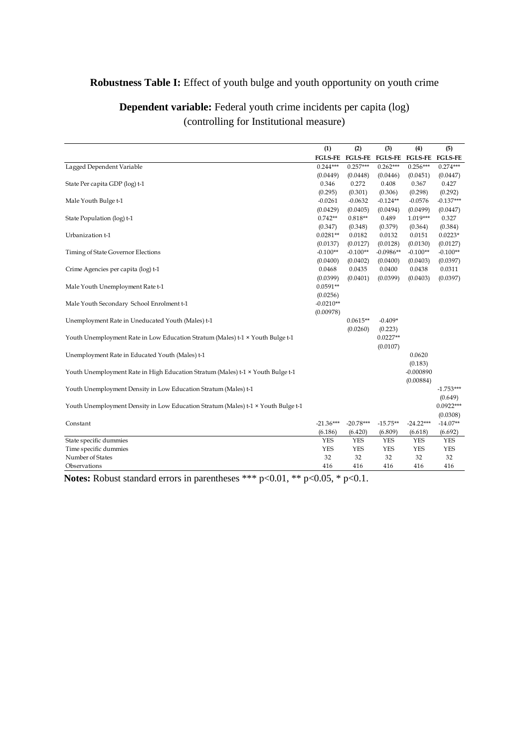**Robustness Table I:** Effect of youth bulge and youth opportunity on youth crime

**Dependent variable:** Federal youth crime incidents per capita (log) (controlling for Institutional measure)

| | (1) | (2) | (3) | (4) | (5) |
|---|---|---|---|---|---|
| | FGLS-FE | FGLS-FE | FGLS-FE | FGLS-FE | FGLS-FE |
| Lagged Dependent Variable | 0.244*** | 0.257*** | 0.262*** | 0.256*** | 0.274*** |
| | (0.0449) | (0.0448) | (0.0446) | (0.0451) | (0.0447) |
| State Per capita GDP (log) t-1 | 0.346 | 0.272 | 0.408 | 0.367 | 0.427 |
| | (0.295) | (0.301) | (0.306) | (0.298) | (0.292) |
| Male Youth Bulge t-1 | -0.0261 | -0.0632 | -0.124** | -0.0576 | -0.137*** |
| | (0.0429) | (0.0405) | (0.0494) | (0.0499) | (0.0447) |
| State Population (log) t-1 | 0.742** | 0.818** | 0.489 | 1.019*** | 0.327 |
| | (0.347) | (0.348) | (0.379) | (0.364) | (0.384) |
| Urbanization t-1 | 0.0281** | 0.0182 | 0.0132 | 0.0151 | 0.0223* |
| | (0.0137) | (0.0127) | (0.0128) | (0.0130) | (0.0127) |
| Timing of State Governor Elections | -0.100** | -0.100** | -0.0986** | -0.100** | -0.100** |
| | (0.0400) | (0.0402) | (0.0400) | (0.0403) | (0.0397) |
| Crime Agencies per capita (log) t-1 | 0.0468 | 0.0435 | 0.0400 | 0.0438 | 0.0311 |
| | (0.0399) | (0.0401) | (0.0399) | (0.0403) | (0.0397) |
| Male Youth Unemployment Rate t-1 | 0.0591** | | | | |
| | (0.0256) | | | | |
| Male Youth Secondary School Enrolment t-1 | -0.0210** | | | | |
| | (0.00978) | | | | |
| Unemployment Rate in Uneducated Youth (Males) t-1 | | 0.0615** | -0.409* | | |
| | | (0.0260) | (0.223) | | |
| Youth Unemployment Rate in Low Education Stratum (Males) t-1 × Youth Bulge t-1 | | | 0.0227** | | |
| | | | (0.0107) | | |
| Unemployment Rate in Educated Youth (Males) t-1 | | | | 0.0620 | |
| | | | | (0.183) | |
| Youth Unemployment Rate in High Education Stratum (Males) t-1 × Youth Bulge t-1 | | | | -0.000890 | |
| | | | | (0.00884) | |
| Youth Unemployment Density in Low Education Stratum (Males) t-1 | | | | | -1.753*** |
| | | | | | (0.649) |
| Youth Unemployment Density in Low Education Stratum (Males) t-1 × Youth Bulge t-1 | | | | | 0.0922*** |
| | | | | | (0.0308) |
| Constant | -21.36*** | -20.78*** | -15.75** | -24.22*** | -14.07** |
| | (6.186) | (6.420) | (6.809) | (6.618) | (6.692) |
| State specific dummies | YES | YES | YES | YES | YES |
| Time specific dummies | YES | YES | YES | YES | YES |
| Number of States | 32 | 32 | 32 | 32 | 32 |
| Observations | 416 | 416 | 416 | 416 | 416 |

**Notes:** Robust standard errors in parentheses *** p<0.01, ** p<0.05, * p<0.1.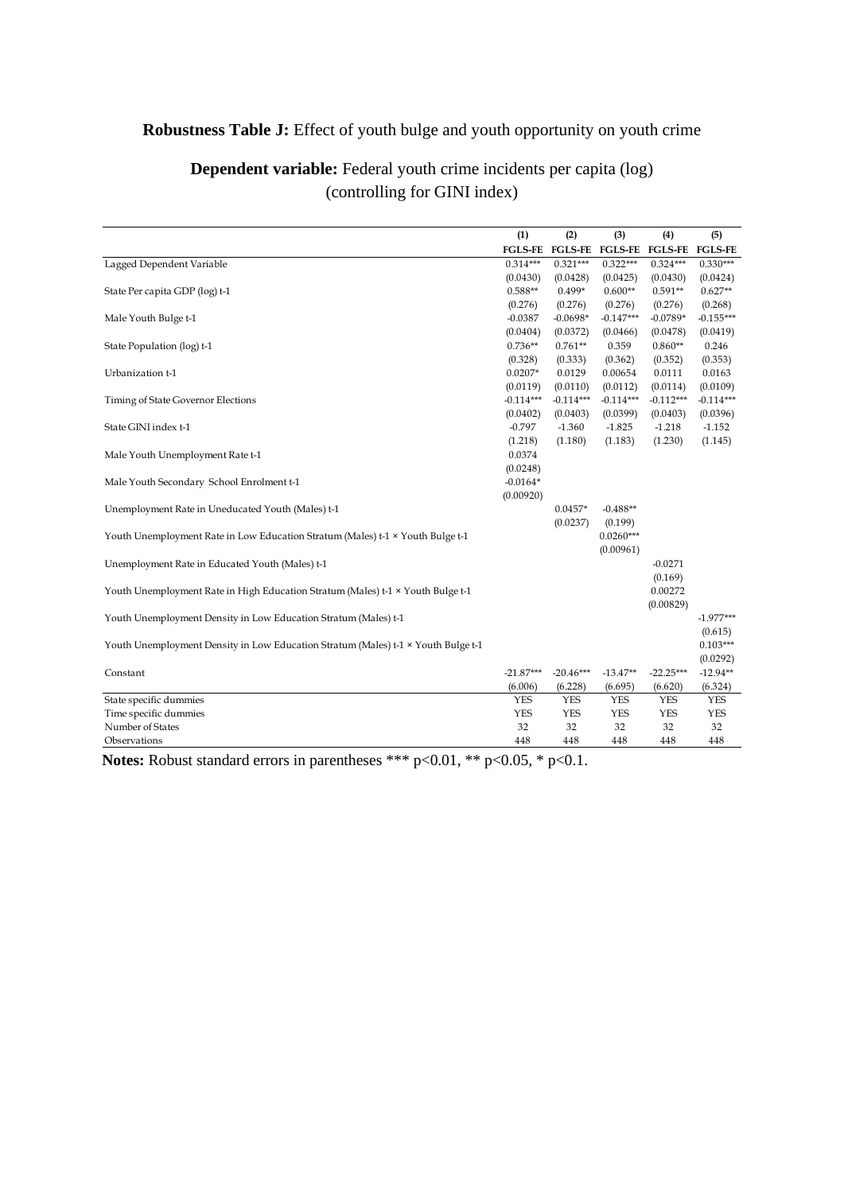**Robustness Table J:** Effect of youth bulge and youth opportunity on youth crime

**Dependent variable:** Federal youth crime incidents per capita (log)
(controlling for GINI index)

| | (1) | (2) | (3) | (4) | (5) |
|---|---|---|---|---|---|
| | **FGLS-FE** | **FGLS-FE** | **FGLS-FE** | **FGLS-FE** | **FGLS-FE** |
| Lagged Dependent Variable | 0.314*** | 0.321*** | 0.322*** | 0.324*** | 0.330*** |
| | (0.0430) | (0.0428) | (0.0425) | (0.0430) | (0.0424) |
| State Per capita GDP (log) t-1 | 0.588** | 0.499* | 0.600** | 0.591** | 0.627** |
| | (0.276) | (0.276) | (0.276) | (0.276) | (0.268) |
| Male Youth Bulge t-1 | -0.0387 | -0.0698* | -0.147*** | -0.0789* | -0.155*** |
| | (0.0404) | (0.0372) | (0.0466) | (0.0478) | (0.0419) |
| State Population (log) t-1 | 0.736** | 0.761** | 0.359 | 0.860** | 0.246 |
| | (0.328) | (0.333) | (0.362) | (0.352) | (0.353) |
| Urbanization t-1 | 0.0207* | 0.0129 | 0.00654 | 0.0111 | 0.0163 |
| | (0.0119) | (0.0110) | (0.0112) | (0.0114) | (0.0109) |
| Timing of State Governor Elections | -0.114*** | -0.114*** | -0.114*** | -0.112*** | -0.114*** |
| | (0.0402) | (0.0403) | (0.0399) | (0.0403) | (0.0396) |
| State GINI index t-1 | -0.797 | -1.360 | -1.825 | -1.218 | -1.152 |
| | (1.218) | (1.180) | (1.183) | (1.230) | (1.145) |
| Male Youth Unemployment Rate t-1 | 0.0374 | | | | |
| | (0.0248) | | | | |
| Male Youth Secondary School Enrolment t-1 | -0.0164* | | | | |
| | (0.00920) | | | | |
| Unemployment Rate in Uneducated Youth (Males) t-1 | | 0.0457* | -0.488** | | |
| | | (0.0237) | (0.199) | | |
| Youth Unemployment Rate in Low Education Stratum (Males) t-1 × Youth Bulge t-1 | | | 0.0260*** | | |
| | | | (0.00961) | | |
| Unemployment Rate in Educated Youth (Males) t-1 | | | | -0.0271 | |
| | | | | (0.169) | |
| Youth Unemployment Rate in High Education Stratum (Males) t-1 × Youth Bulge t-1 | | | | 0.00272 | |
| | | | | (0.00829) | |
| Youth Unemployment Density in Low Education Stratum (Males) t-1 | | | | | -1.977*** |
| | | | | | (0.615) |
| Youth Unemployment Density in Low Education Stratum (Males) t-1 × Youth Bulge t-1 | | | | | 0.103*** |
| | | | | | (0.0292) |
| Constant | -21.87*** | -20.46*** | -13.47** | -22.25*** | -12.94** |
| | (6.006) | (6.228) | (6.695) | (6.620) | (6.324) |
| State specific dummies | YES | YES | YES | YES | YES |
| Time specific dummies | YES | YES | YES | YES | YES |
| Number of States | 32 | 32 | 32 | 32 | 32 |
| Observations | 448 | 448 | 448 | 448 | 448 |

**Notes:** Robust standard errors in parentheses *** p<0.01, ** p<0.05, * p<0.1.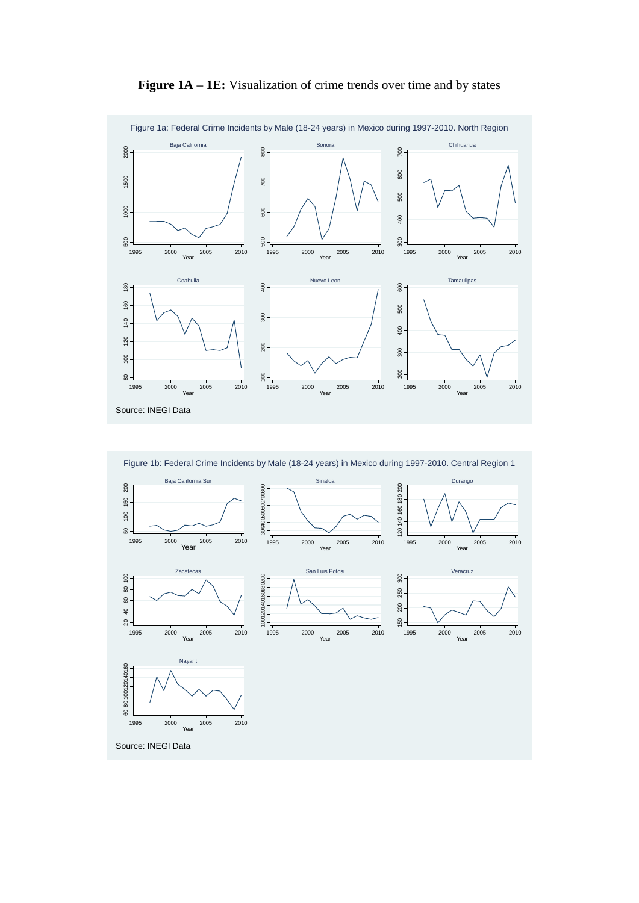**Figure 1A – 1E:** Visualization of crime trends over time and by states

Figure 1a: Federal Crime Incidents by Male (18-24 years) in Mexico during 1997-2010. North Region

Baja California

Sonora

Chihuahua

Coahuila

Nuevo Leon

Tamaulipas

Source: INEGI Data

Figure 1b: Federal Crime Incidents by Male (18-24 years) in Mexico during 1997-2010. Central Region 1

Baja California Sur

Sinaloa

Durango

Zacatecas

San Luis Potosi

Veracruz

Nayarit

Source: INEGI Data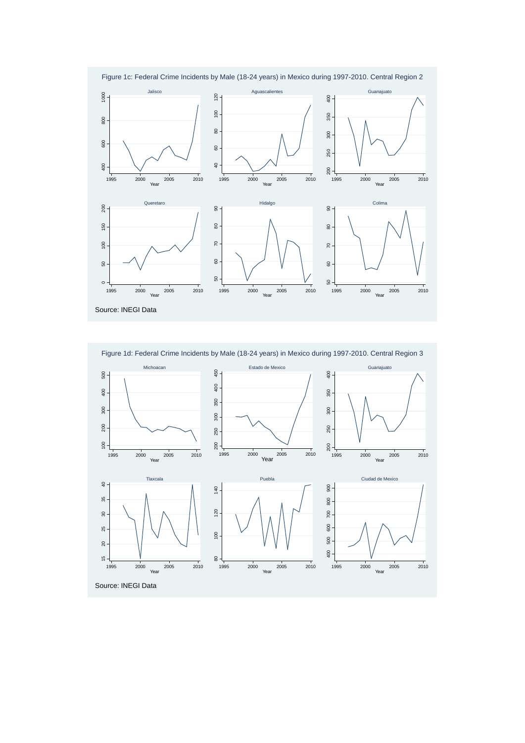Figure 1c: Federal Crime Incidents by Male (18-24 years) in Mexico during 1997-2010. Central Region 2

Source: INEGI Data

Figure 1d: Federal Crime Incidents by Male (18-24 years) in Mexico during 1997-2010. Central Region 3

Source: INEGI Data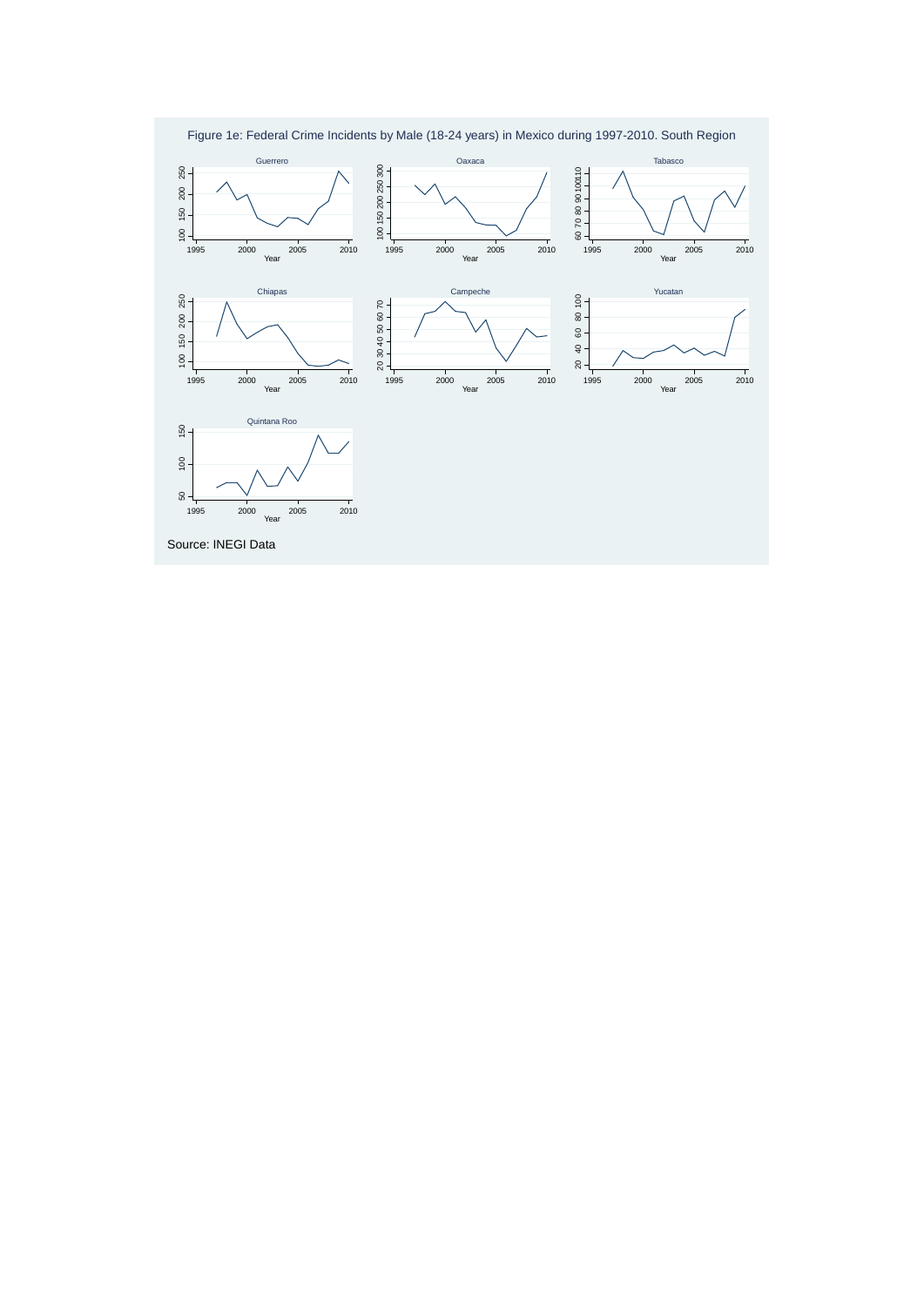Figure 1e: Federal Crime Incidents by Male (18-24 years) in Mexico during 1997-2010. South Region

Guerrero

100 150 200 250

1995 2000 2005 2010

Year

Oaxaca

100 150 200 250 300

1995 2000 2005 2010

Year

Tabasco

60 70 80 90 100 110

1995 2000 2005 2010

Year

Chiapas

100 150 200 250

1995 2000 2005 2010

Year

Campeche

20 30 40 50 60 70

1995 2000 2005 2010

Year

Yucatan

20 40 60 80 100

1995 2000 2005 2010

Year

Quintana Roo

50 100 150

1995 2000 2005 2010

Year

Source: INEGI Data